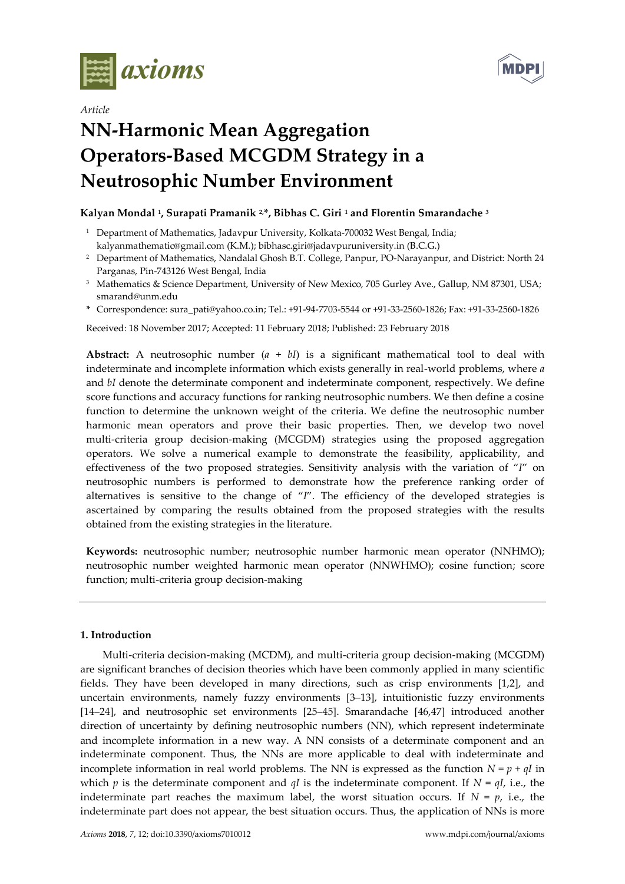*Article*

# NN-Harmonic Mean Aggregation Operators-Based MCGDM Strategy in a Neutrosophic Number Environment

**Kalyan Mondal [1], Surapati Pramanik [2,*], Bibhas C. Giri [1] and Florentin Smarandache [3]**

[1] Department of Mathematics, Jadavpur University, Kolkata-700032 West Bengal, India; kalyanmathematic@gmail.com (K.M.); bibhasc.giri@jadavpuruniversity.in (B.C.G.)

[2] Department of Mathematics, Nandalal Ghosh B.T. College, Panpur, PO-Narayanpur, and District: North 24 Parganas, Pin-743126 West Bengal, India

[3] Mathematics & Science Department, University of New Mexico, 705 Gurley Ave., Gallup, NM 87301, USA; smarand@unm.edu

\* Correspondence: sura_pati@yahoo.co.in; Tel.: +91-94-7703-5544 or +91-33-2560-1826; Fax: +91-33-2560-1826

Received: 18 November 2017; Accepted: 11 February 2018; Published: 23 February 2018

**Abstract:** A neutrosophic number ($a + bI$) is a significant mathematical tool to deal with indeterminate and incomplete information which exists generally in real-world problems, where $a$ and $bI$ denote the determinate component and indeterminate component, respectively. We define score functions and accuracy functions for ranking neutrosophic numbers. We then define a cosine function to determine the unknown weight of the criteria. We define the neutrosophic number harmonic mean operators and prove their basic properties. Then, we develop two novel multi-criteria group decision-making (MCGDM) strategies using the proposed aggregation operators. We solve a numerical example to demonstrate the feasibility, applicability, and effectiveness of the two proposed strategies. Sensitivity analysis with the variation of "$I$" on neutrosophic numbers is performed to demonstrate how the preference ranking order of alternatives is sensitive to the change of "$I$". The efficiency of the developed strategies is ascertained by comparing the results obtained from the proposed strategies with the results obtained from the existing strategies in the literature.

**Keywords:** neutrosophic number; neutrosophic number harmonic mean operator (NNHMO); neutrosophic number weighted harmonic mean operator (NNWHMO); cosine function; score function; multi-criteria group decision-making

---

## 1. Introduction

Multi-criteria decision-making (MCDM), and multi-criteria group decision-making (MCGDM) are significant branches of decision theories which have been commonly applied in many scientific fields. They have been developed in many directions, such as crisp environments [1,2], and uncertain environments, namely fuzzy environments [3–13], intuitionistic fuzzy environments [14–24], and neutrosophic set environments [25–45]. Smarandache [46,47] introduced another direction of uncertainty by defining neutrosophic numbers (NN), which represent indeterminate and incomplete information in a new way. A NN consists of a determinate component and an indeterminate component. Thus, the NNs are more applicable to deal with indeterminate and incomplete information in real world problems. The NN is expressed as the function $N = p + qI$ in which $p$ is the determinate component and $qI$ is the indeterminate component. If $N = qI$, i.e., the indeterminate part reaches the maximum label, the worst situation occurs. If $N = p$, i.e., the indeterminate part does not appear, the best situation occurs. Thus, the application of NNs is more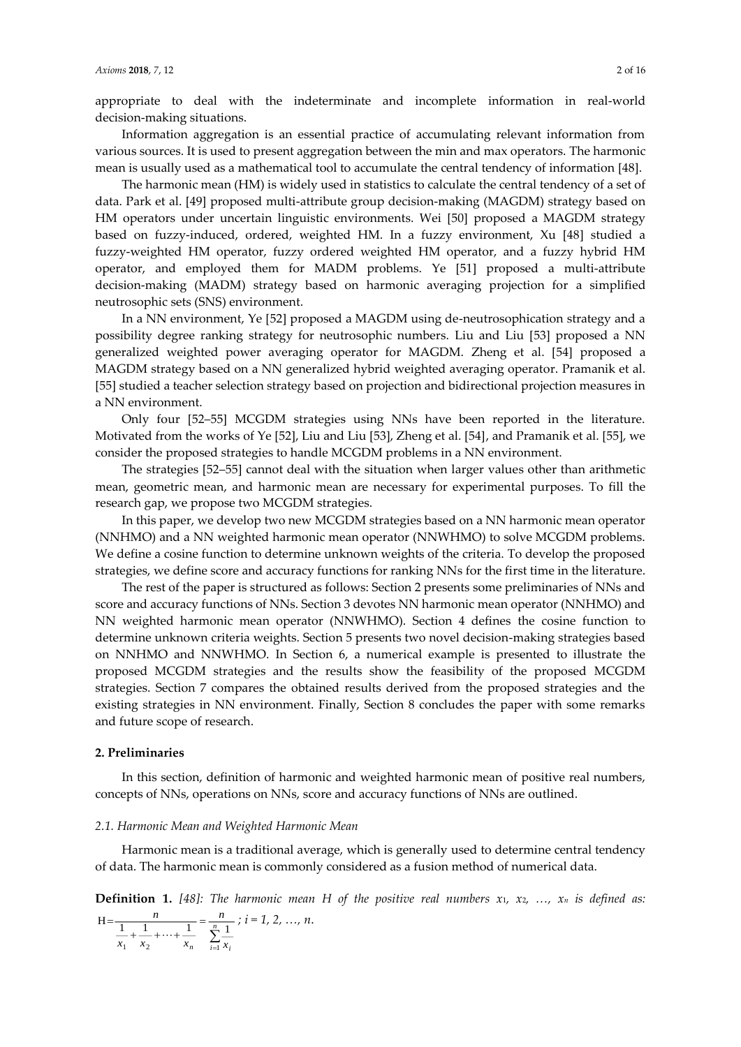appropriate to deal with the indeterminate and incomplete information in real-world decision-making situations.

Information aggregation is an essential practice of accumulating relevant information from various sources. It is used to present aggregation between the min and max operators. The harmonic mean is usually used as a mathematical tool to accumulate the central tendency of information [48].

The harmonic mean (HM) is widely used in statistics to calculate the central tendency of a set of data. Park et al. [49] proposed multi-attribute group decision-making (MAGDM) strategy based on HM operators under uncertain linguistic environments. Wei [50] proposed a MAGDM strategy based on fuzzy-induced, ordered, weighted HM. In a fuzzy environment, Xu [48] studied a fuzzy-weighted HM operator, fuzzy ordered weighted HM operator, and a fuzzy hybrid HM operator, and employed them for MADM problems. Ye [51] proposed a multi-attribute decision-making (MADM) strategy based on harmonic averaging projection for a simplified neutrosophic sets (SNS) environment.

In a NN environment, Ye [52] proposed a MAGDM using de-neutrosophication strategy and a possibility degree ranking strategy for neutrosophic numbers. Liu and Liu [53] proposed a NN generalized weighted power averaging operator for MAGDM. Zheng et al. [54] proposed a MAGDM strategy based on a NN generalized hybrid weighted averaging operator. Pramanik et al. [55] studied a teacher selection strategy based on projection and bidirectional projection measures in a NN environment.

Only four [52–55] MCGDM strategies using NNs have been reported in the literature. Motivated from the works of Ye [52], Liu and Liu [53], Zheng et al. [54], and Pramanik et al. [55], we consider the proposed strategies to handle MCGDM problems in a NN environment.

The strategies [52–55] cannot deal with the situation when larger values other than arithmetic mean, geometric mean, and harmonic mean are necessary for experimental purposes. To fill the research gap, we propose two MCGDM strategies.

In this paper, we develop two new MCGDM strategies based on a NN harmonic mean operator (NNHMO) and a NN weighted harmonic mean operator (NNWHMO) to solve MCGDM problems. We define a cosine function to determine unknown weights of the criteria. To develop the proposed strategies, we define score and accuracy functions for ranking NNs for the first time in the literature.

The rest of the paper is structured as follows: Section 2 presents some preliminaries of NNs and score and accuracy functions of NNs. Section 3 devotes NN harmonic mean operator (NNHMO) and NN weighted harmonic mean operator (NNWHMO). Section 4 defines the cosine function to determine unknown criteria weights. Section 5 presents two novel decision-making strategies based on NNHMO and NNWHMO. In Section 6, a numerical example is presented to illustrate the proposed MCGDM strategies and the results show the feasibility of the proposed MCGDM strategies. Section 7 compares the obtained results derived from the proposed strategies and the existing strategies in NN environment. Finally, Section 8 concludes the paper with some remarks and future scope of research.

## 2. Preliminaries

In this section, definition of harmonic and weighted harmonic mean of positive real numbers, concepts of NNs, operations on NNs, score and accuracy functions of NNs are outlined.

### 2.1. Harmonic Mean and Weighted Harmonic Mean

Harmonic mean is a traditional average, which is generally used to determine central tendency of data. The harmonic mean is commonly considered as a fusion method of numerical data.

**Definition 1.** *[48]: The harmonic mean H of the positive real numbers $x_1$, $x_2$, …, $x_n$ is defined as:* $\mathrm{H}=\dfrac{n}{\frac{1}{x_1}+\frac{1}{x_2}+\cdots+\frac{1}{x_n}}=\dfrac{n}{\sum_{i=1}^{n}\frac{1}{x_i}}$ *; $i = 1, 2, \ldots, n$.*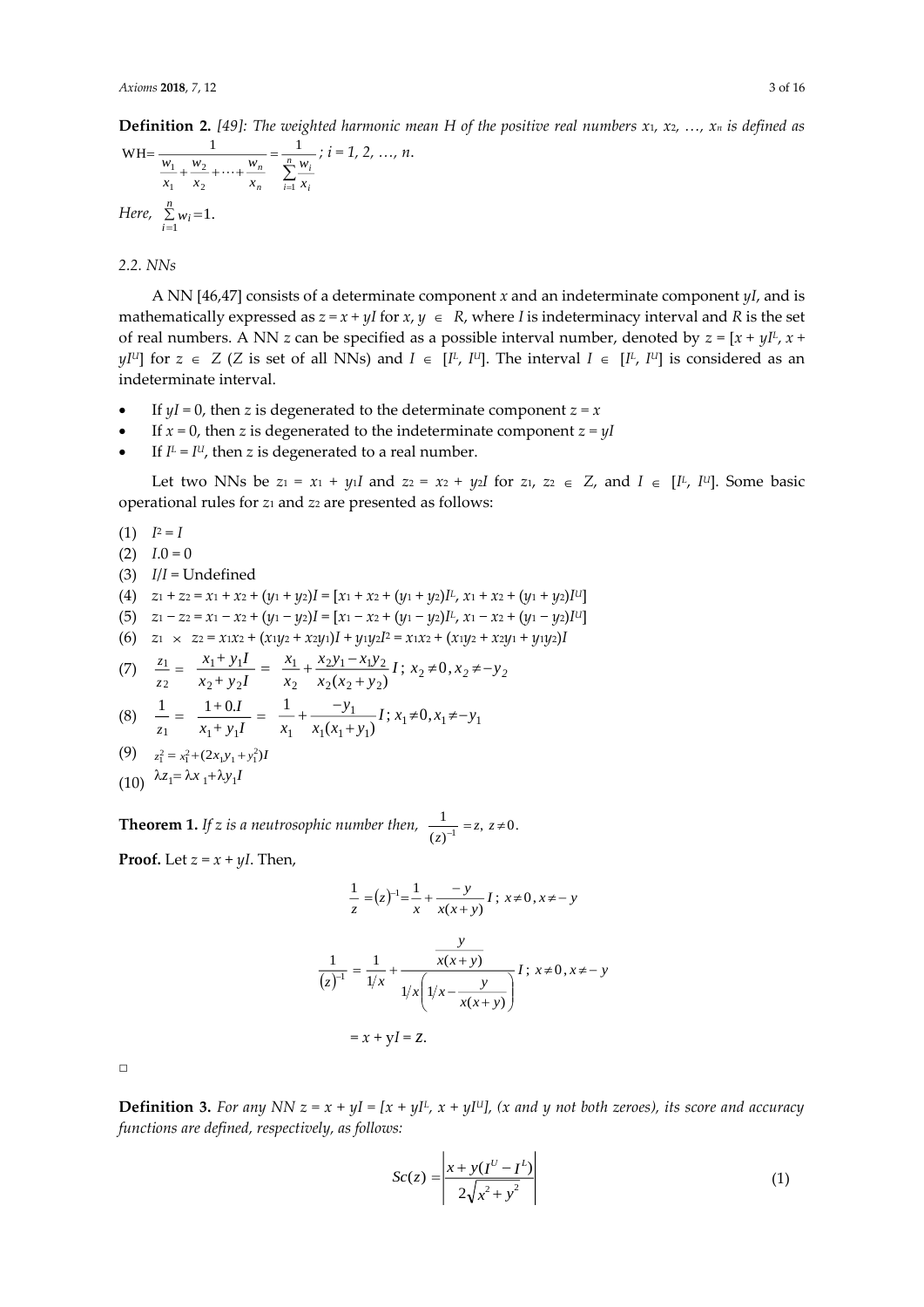**Definition 2.** *[49]: The weighted harmonic mean H of the positive real numbers $x_1$, $x_2$, …, $x_n$ is defined as*

$$\text{WH}=\frac{1}{\frac{w_1}{x_1}+\frac{w_2}{x_2}+\cdots+\frac{w_n}{x_n}}=\frac{1}{\sum_{i=1}^{n}\frac{w_i}{x_i}};\ i = 1, 2, \ldots, n.$$

*Here,* $\sum_{i=1}^{n} w_i = 1$.

### 2.2. NNs

A NN [46,47] consists of a determinate component $x$ and an indeterminate component $yI$, and is mathematically expressed as $z = x + yI$ for $x, y \in R$, where $I$ is indeterminacy interval and $R$ is the set of real numbers. A NN $z$ can be specified as a possible interval number, denoted by $z = [x + yI^L, x + yI^U]$ for $z \in Z$ ($Z$ is set of all NNs) and $I \in [I^L, I^U]$. The interval $I \in [I^L, I^U]$ is considered as an indeterminate interval.

- If $yI = 0$, then $z$ is degenerated to the determinate component $z = x$
- If $x = 0$, then $z$ is degenerated to the indeterminate component $z = yI$
- If $I^L = I^U$, then $z$ is degenerated to a real number.

Let two NNs be $z_1 = x_1 + y_1I$ and $z_2 = x_2 + y_2I$ for $z_1$, $z_2 \in Z$, and $I \in [I^L, I^U]$. Some basic operational rules for $z_1$ and $z_2$ are presented as follows:

(1) $I^2 = I$

(2) $I.0 = 0$

(3) $I/I$ = Undefined

(4) $z_1 + z_2 = x_1 + x_2 + (y_1 + y_2)I = [x_1 + x_2 + (y_1 + y_2)I^L, x_1 + x_2 + (y_1 + y_2)I^U]$

(5) $z_1 - z_2 = x_1 - x_2 + (y_1 - y_2)I = [x_1 - x_2 + (y_1 - y_2)I^L, x_1 - x_2 + (y_1 - y_2)I^U]$

(6) $z_1 \times z_2 = x_1x_2 + (x_1y_2 + x_2y_1)I + y_1y_2I^2 = x_1x_2 + (x_1y_2 + x_2y_1 + y_1y_2)I$

(7) $\frac{z_1}{z_2} = \frac{x_1 + y_1I}{x_2 + y_2I} = \frac{x_1}{x_2} + \frac{x_2y_1 - x_1y_2}{x_2(x_2 + y_2)}I;\ x_2 \neq 0, x_2 \neq -y_2$

(8) $\frac{1}{z_1} = \frac{1 + 0.I}{x_1 + y_1I} = \frac{1}{x_1} + \frac{-y_1}{x_1(x_1 + y_1)}I;\ x_1 \neq 0, x_1 \neq -y_1$

(9) $z_1^2 = x_1^2 + (2x_1y_1 + y_1^2)I$

(10) $\lambda z_1 = \lambda x_1 + \lambda y_1 I$

**Theorem 1.** *If z is a neutrosophic number then,* $\frac{1}{(z)^{-1}} = z,\ z \neq 0.$

**Proof.** Let $z = x + yI$. Then,

$$\frac{1}{z} = (z)^{-1} = \frac{1}{x} + \frac{-y}{x(x+y)}I;\ x \neq 0, x \neq -y$$

$$\frac{1}{(z)^{-1}} = \frac{1}{1/x} + \frac{\frac{y}{x(x+y)}}{1/x\left(1/x - \frac{y}{x(x+y)}\right)}I;\ x \neq 0, x \neq -y$$

$$= x + yI = z.$$

□

**Definition 3.** *For any NN $z = x + yI = [x + yI^L, x + yI^U]$, ($x$ and $y$ not both zeroes), its score and accuracy functions are defined, respectively, as follows:*

$$Sc(z) = \left|\frac{x + y(I^U - I^L)}{2\sqrt{x^2 + y^2}}\right| \tag{1}$$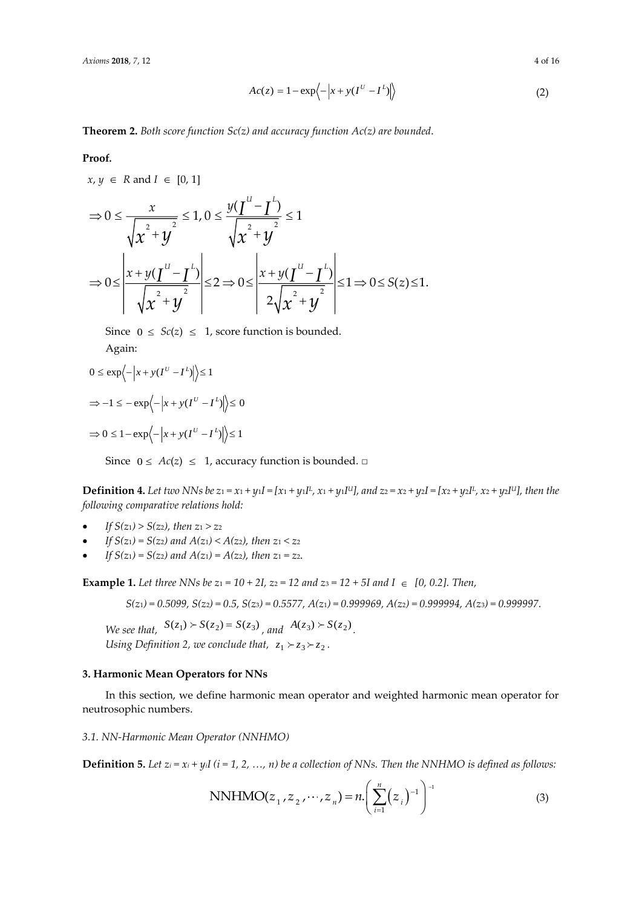$$Ac(z) = 1 - \exp\left\langle -\left| x + y(I^U - I^L) \right| \right\rangle \tag{2}$$

**Theorem 2.** *Both score function Sc(z) and accuracy function Ac(z) are bounded.*

**Proof.**

$x, y \in R$ and $I \in [0, 1]$

$$\Rightarrow 0 \le \frac{x}{\sqrt{x^2 + y^2}} \le 1, 0 \le \frac{y(I^U - I^L)}{\sqrt{x^2 + y^2}} \le 1$$

$$\Rightarrow 0 \le \left| \frac{x + y(I^U - I^L)}{\sqrt{x^2 + y^2}} \right| \le 2 \Rightarrow 0 \le \left| \frac{x + y(I^U - I^L)}{2\sqrt{x^2 + y^2}} \right| \le 1 \Rightarrow 0 \le S(z) \le 1.$$

Since $0 \le Sc(z) \le 1$, score function is bounded.

Again:

$$0 \le \exp\left\langle -\left| x + y(I^U - I^L) \right| \right\rangle \le 1$$

$$\Rightarrow -1 \le -\exp\left\langle -\left| x + y(I^U - I^L) \right| \right\rangle \le 0$$

$$\Rightarrow 0 \le 1 - \exp\left\langle -\left| x + y(I^U - I^L) \right| \right\rangle \le 1$$

Since $0 \le Ac(z) \le 1$, accuracy function is bounded. □

**Definition 4.** *Let two NNs be $z_1 = x_1 + y_1I = [x_1 + y_1I^L, x_1 + y_1I^U]$, and $z_2 = x_2 + y_2I = [x_2 + y_2I^L, x_2 + y_2I^U]$, then the following comparative relations hold:*

- *If $S(z_1) > S(z_2)$, then $z_1 > z_2$*
- *If $S(z_1) = S(z_2)$ and $A(z_1) < A(z_2)$, then $z_1 < z_2$*
- *If $S(z_1) = S(z_2)$ and $A(z_1) = A(z_2)$, then $z_1 = z_2$.*

**Example 1.** *Let three NNs be $z_1 = 10 + 2I$, $z_2 = 12$ and $z_3 = 12 + 5I$ and $I \in [0, 0.2]$. Then,*

*$S(z_1) = 0.5099$, $S(z_2) = 0.5$, $S(z_3) = 0.5577$, $A(z_1) = 0.999969$, $A(z_2) = 0.999994$, $A(z_3) = 0.999997$.*

*We see that, $S(z_1) \succ S(z_2) = S(z_3)$, and $A(z_3) \succ S(z_2)$.*

*Using Definition 2, we conclude that, $z_1 \succ z_3 \succ z_2$.*

### 3. Harmonic Mean Operators for NNs

In this section, we define harmonic mean operator and weighted harmonic mean operator for neutrosophic numbers.

#### 3.1. NN-Harmonic Mean Operator (NNHMO)

**Definition 5.** *Let $z_i = x_i + y_iI$ ($i = 1, 2, \ldots, n$) be a collection of NNs. Then the NNHMO is defined as follows:*

$$\text{NNHMO}(z_1, z_2, \cdots, z_n) = n.\left( \sum_{i=1}^{n} (z_i)^{-1} \right)^{-1} \tag{3}$$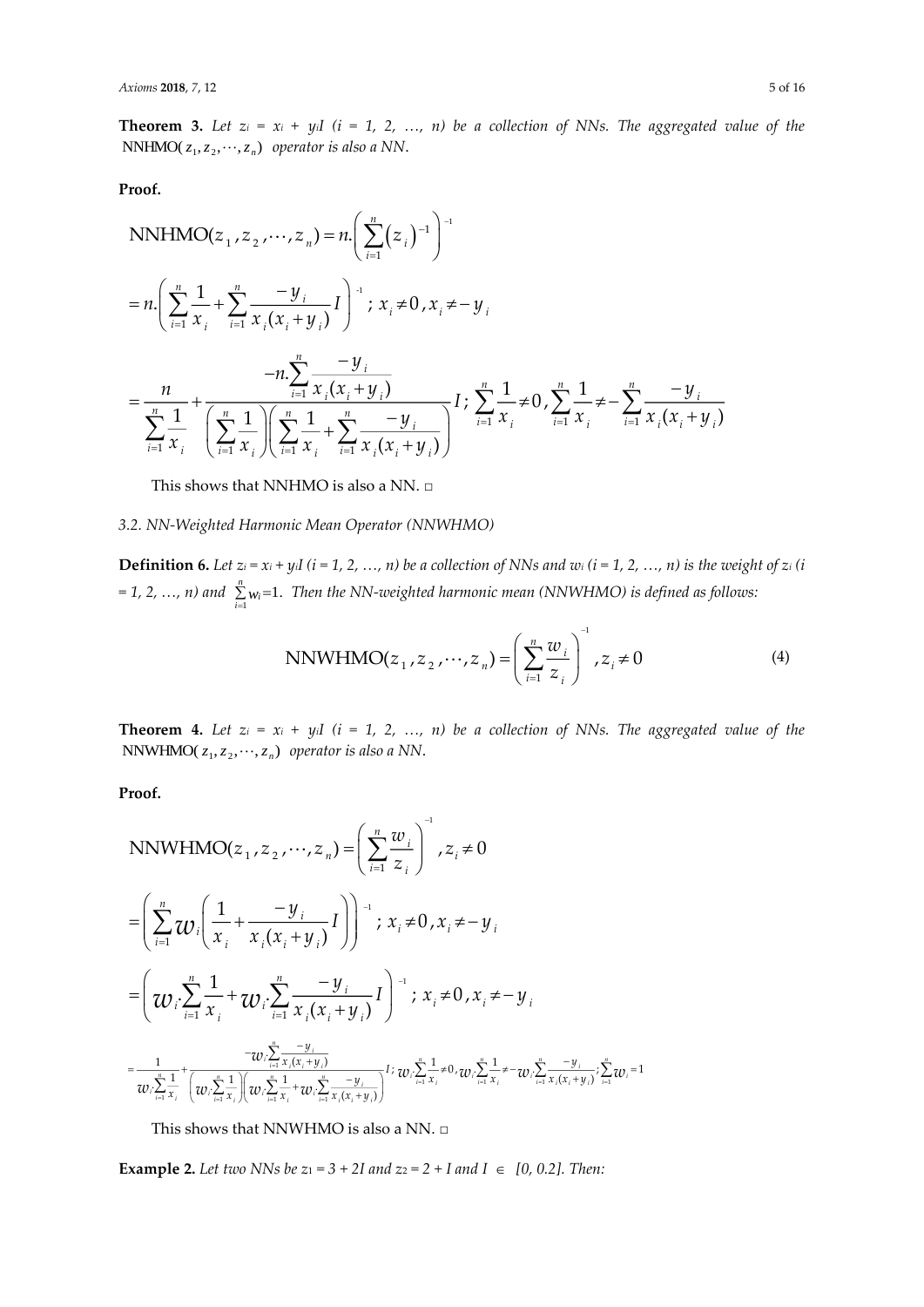**Theorem 3.** *Let $z_i = x_i + y_iI$ ($i = 1, 2, \ldots, n$) be a collection of NNs. The aggregated value of the* $\text{NNHMO}(z_1, z_2, \cdots, z_n)$ *operator is also a NN.*

**Proof.**

$$\text{NNHMO}(z_1, z_2, \cdots, z_n) = n.\left(\sum_{i=1}^{n}(z_i)^{-1}\right)^{-1}$$

$$= n.\left(\sum_{i=1}^{n}\frac{1}{x_i} + \sum_{i=1}^{n}\frac{-y_i}{x_i(x_i+y_i)}I\right)^{-1};\ x_i \neq 0, x_i \neq -y_i$$

$$= \frac{n}{\sum_{i=1}^{n}\frac{1}{x_i}} + \frac{-n.\sum_{i=1}^{n}\frac{-y_i}{x_i(x_i+y_i)}}{\left(\sum_{i=1}^{n}\frac{1}{x_i}\right)\left(\sum_{i=1}^{n}\frac{1}{x_i} + \sum_{i=1}^{n}\frac{-y_i}{x_i(x_i+y_i)}\right)}I;\ \sum_{i=1}^{n}\frac{1}{x_i} \neq 0, \sum_{i=1}^{n}\frac{1}{x_i} \neq -\sum_{i=1}^{n}\frac{-y_i}{x_i(x_i+y_i)}$$

This shows that NNHMO is also a NN. □

### 3.2. NN-Weighted Harmonic Mean Operator (NNWHMO)

**Definition 6.** *Let $z_i = x_i + y_iI$ ($i = 1, 2, \ldots, n$) be a collection of NNs and $w_i$ ($i = 1, 2, \ldots, n$) is the weight of $z_i$ ($i = 1, 2, \ldots, n$) and $\sum_{i=1}^{n} w_i = 1$. Then the NN-weighted harmonic mean (NNWHMO) is defined as follows:*

$$\text{NNWHMO}(z_1, z_2, \cdots, z_n) = \left(\sum_{i=1}^{n}\frac{w_i}{z_i}\right)^{-1}, z_i \neq 0 \tag{4}$$

**Theorem 4.** *Let $z_i = x_i + y_iI$ ($i = 1, 2, \ldots, n$) be a collection of NNs. The aggregated value of the* $\text{NNWHMO}(z_1, z_2, \cdots, z_n)$ *operator is also a NN.*

**Proof.**

$$\text{NNWHMO}(z_1, z_2, \cdots, z_n) = \left(\sum_{i=1}^{n}\frac{w_i}{z_i}\right)^{-1}, z_i \neq 0$$

$$= \left(\sum_{i=1}^{n} w_i\left(\frac{1}{x_i} + \frac{-y_i}{x_i(x_i+y_i)}I\right)\right)^{-1};\ x_i \neq 0, x_i \neq -y_i$$

$$= \left(w_i\sum_{i=1}^{n}\frac{1}{x_i} + w_i\sum_{i=1}^{n}\frac{-y_i}{x_i(x_i+y_i)}I\right)^{-1};\ x_i \neq 0, x_i \neq -y_i$$

$$= \frac{1}{w_i\sum_{i=1}^{n}\frac{1}{x_i}} + \frac{-w_i\sum_{i=1}^{n}\frac{-y_i}{x_i(x_i+y_i)}}{\left(w_i\sum_{i=1}^{n}\frac{1}{x_i}\right)\left(w_i\sum_{i=1}^{n}\frac{1}{x_i} + w_i\sum_{i=1}^{n}\frac{-y_i}{x_i(x_i+y_i)}\right)}I;\ w_i\sum_{i=1}^{n}\frac{1}{x_i} \neq 0, w_i\sum_{i=1}^{n}\frac{1}{x_i} \neq -w_i\sum_{i=1}^{n}\frac{-y_i}{x_i(x_i+y_i)}; \sum_{i=1}^{n} w_i = 1$$

This shows that NNWHMO is also a NN. □

**Example 2.** *Let two NNs be $z_1 = 3 + 2I$ and $z_2 = 2 + I$ and $I \in [0, 0.2]$. Then:*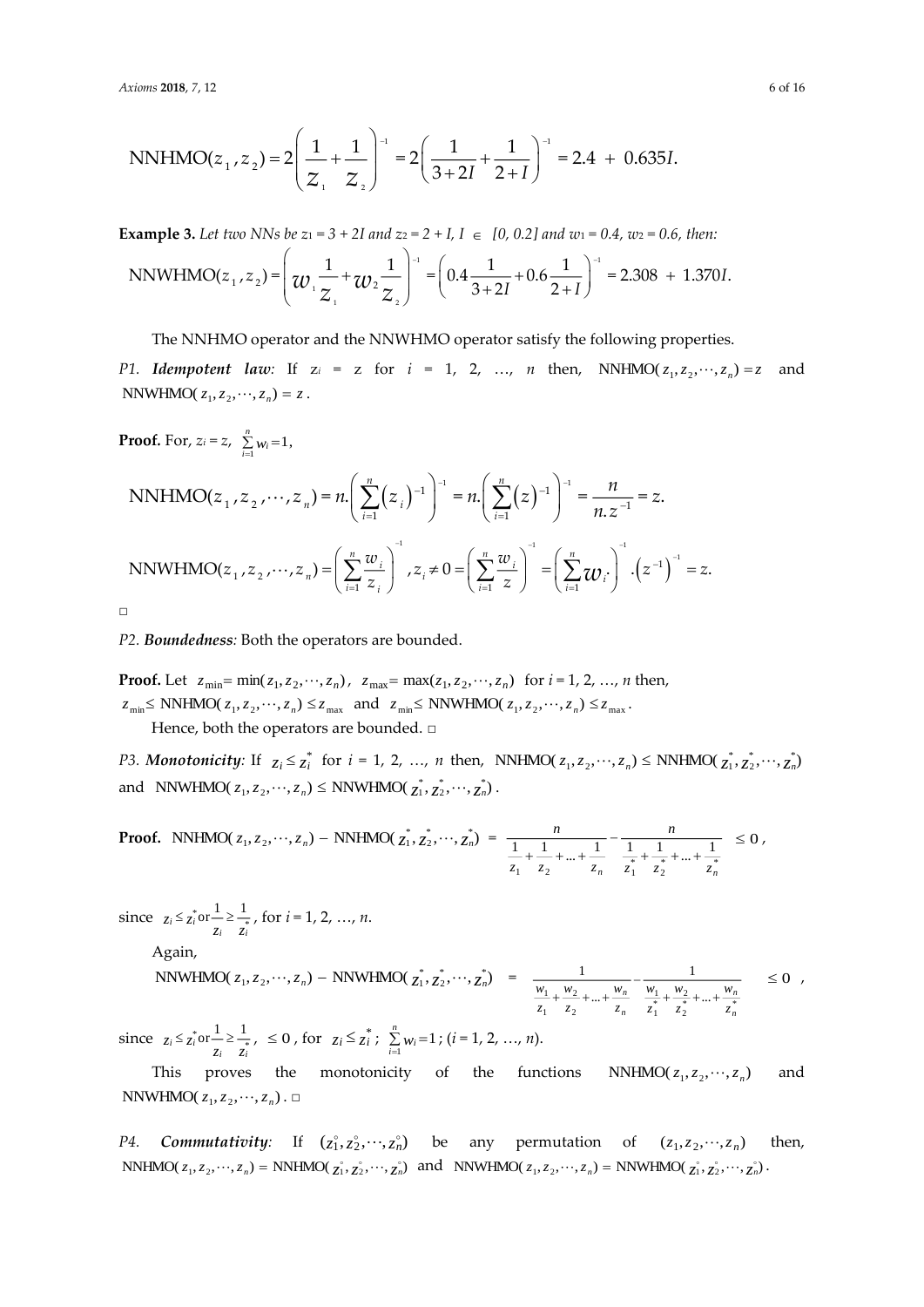$$\text{NNHMO}(z_1, z_2) = 2\left(\frac{1}{z_1} + \frac{1}{z_2}\right)^{-1} = 2\left(\frac{1}{3+2I} + \frac{1}{2+I}\right)^{-1} = 2.4 \; + \; 0.635I.$$

**Example 3.** *Let two NNs be $z_1 = 3 + 2I$ and $z_2 = 2 + I$, $I \in [0, 0.2]$ and $w_1 = 0.4$, $w_2 = 0.6$, then:*

$$\text{NNWHMO}(z_1, z_2) = \left(w_1 \frac{1}{z_1} + w_2 \frac{1}{z_2}\right)^{-1} = \left(0.4\frac{1}{3+2I} + 0.6\frac{1}{2+I}\right)^{-1} = 2.308 \; + \; 1.370I.$$

The NNHMO operator and the NNWHMO operator satisfy the following properties.

*P1.* ***Idempotent law:*** If $z_i = z$ for $i = 1, 2, \ldots, n$ then, $\text{NNHMO}(z_1, z_2, \cdots, z_n) = z$ and $\text{NNWHMO}(z_1, z_2, \cdots, z_n) = z$.

**Proof.** For, $z_i = z$, $\sum_{i=1}^{n} w_i = 1$,

$$\text{NNHMO}(z_1, z_2, \cdots, z_n) = n.\left(\sum_{i=1}^{n}(z_i)^{-1}\right)^{-1} = n.\left(\sum_{i=1}^{n}(z)^{-1}\right)^{-1} = \frac{n}{n.z^{-1}} = z.$$

$$\text{NNWHMO}(z_1, z_2, \cdots, z_n) = \left(\sum_{i=1}^{n}\frac{w_i}{z_i}\right)^{-1}, z_i \neq 0 = \left(\sum_{i=1}^{n}\frac{w_i}{z}\right)^{-1} = \left(\sum_{i=1}^{n} w_i.\right)^{-1}.\left(z^{-1}\right)^{-1} = z.$$

□

*P2.* ***Boundedness:*** Both the operators are bounded.

**Proof.** Let $z_{\min} = \min(z_1, z_2, \cdots, z_n)$, $z_{\max} = \max(z_1, z_2, \cdots, z_n)$ for $i = 1, 2, \ldots, n$ then, $z_{\min} \leq \text{NNHMO}(z_1, z_2, \cdots, z_n) \leq z_{\max}$ and $z_{\min} \leq \text{NNWHMO}(z_1, z_2, \cdots, z_n) \leq z_{\max}$.

Hence, both the operators are bounded. □

*P3.* ***Monotonicity:*** If $z_i \leq z_i^*$ for $i = 1, 2, \ldots, n$ then, $\text{NNHMO}(z_1, z_2, \cdots, z_n) \leq \text{NNHMO}(z_1^*, z_2^*, \cdots, z_n^*)$ and $\text{NNWHMO}(z_1, z_2, \cdots, z_n) \leq \text{NNWHMO}(z_1^*, z_2^*, \cdots, z_n^*)$.

**Proof.** $\text{NNHMO}(z_1, z_2, \cdots, z_n) - \text{NNHMO}(z_1^*, z_2^*, \cdots, z_n^*) = \dfrac{n}{\frac{1}{z_1} + \frac{1}{z_2} + \ldots + \frac{1}{z_n}} - \dfrac{n}{\frac{1}{z_1^*} + \frac{1}{z_2^*} + \ldots + \frac{1}{z_n^*}} \leq 0$,

since $z_i \leq z_i^*$ or $\dfrac{1}{z_i} \geq \dfrac{1}{z_i^*}$, for $i = 1, 2, \ldots, n$.

Again,

$\text{NNWHMO}(z_1, z_2, \cdots, z_n) - \text{NNWHMO}(z_1^*, z_2^*, \cdots, z_n^*) = \dfrac{1}{\frac{w_1}{z_1} + \frac{w_2}{z_2} + \ldots + \frac{w_n}{z_n}} - \dfrac{1}{\frac{w_1}{z_1^*} + \frac{w_2}{z_2^*} + \ldots + \frac{w_n}{z_n^*}} \leq 0$,

since $z_i \leq z_i^*$ or $\dfrac{1}{z_i} \geq \dfrac{1}{z_i^*}$, $\leq 0$, for $z_i \leq z_i^*$; $\sum_{i=1}^{n} w_i = 1$; $(i = 1, 2, \ldots, n)$.

This proves the monotonicity of the functions $\text{NNHMO}(z_1, z_2, \cdots, z_n)$ and $\text{NNWHMO}(z_1, z_2, \cdots, z_n)$. □

*P4.* ***Commutativity:*** If $(z_1^\circ, z_2^\circ, \cdots, z_n^\circ)$ be any permutation of $(z_1, z_2, \cdots, z_n)$ then, $\text{NNHMO}(z_1, z_2, \cdots, z_n) = \text{NNHMO}(z_1^\circ, z_2^\circ, \cdots, z_n^\circ)$ and $\text{NNWHMO}(z_1, z_2, \cdots, z_n) = \text{NNWHMO}(z_1^\circ, z_2^\circ, \cdots, z_n^\circ)$.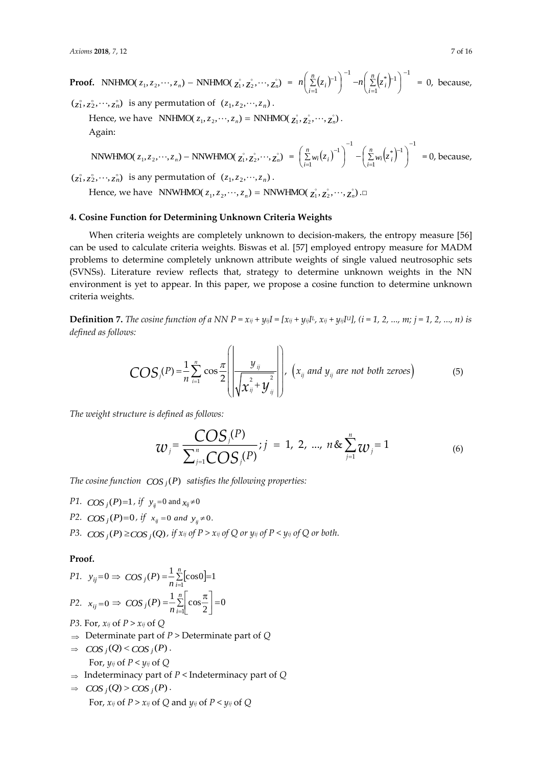**Proof.** NNHMO($z_1, z_2, \cdots, z_n$) − NNHMO($\overset{\circ}{z_1}, \overset{\circ}{z_2}, \cdots, \overset{\circ}{z_n}$) $= n\left(\sum_{i=1}^{n}(z_i)^{-1}\right)^{-1} - n\left(\sum_{i=1}^{n}\left(z_i^{*}\right)^{-1}\right)^{-1} = 0$, because, $(z_1^{\circ}, z_2^{\circ}, \cdots, z_n^{\circ})$ is any permutation of $(z_1, z_2, \cdots, z_n)$.

Hence, we have NNHMO($z_1, z_2, \cdots, z_n$) = NNHMO($\overset{\circ}{z_1}, \overset{\circ}{z_2}, \cdots, \overset{\circ}{z_n}$).

Again:

NNWHMO($z_1, z_2, \cdots, z_n$) − NNWHMO($\overset{\circ}{z_1}, \overset{\circ}{z_2}, \cdots, \overset{\circ}{z_n}$) $= \left(\sum_{i=1}^{n} w_i (z_i)^{-1}\right)^{-1} - \left(\sum_{i=1}^{n} w_i \left(z_i^{*}\right)^{-1}\right)^{-1} = 0$, because, $(z_1^{\circ}, z_2^{\circ}, \cdots, z_n^{\circ})$ is any permutation of $(z_1, z_2, \cdots, z_n)$.

Hence, we have NNWHMO($z_1, z_2, \cdots, z_n$) = NNWHMO($\overset{\circ}{z_1}, \overset{\circ}{z_2}, \cdots, \overset{\circ}{z_n}$).□

## 4. Cosine Function for Determining Unknown Criteria Weights

When criteria weights are completely unknown to decision-makers, the entropy measure [56] can be used to calculate criteria weights. Biswas et al. [57] employed entropy measure for MADM problems to determine completely unknown attribute weights of single valued neutrosophic sets (SVNSs). Literature review reflects that, strategy to determine unknown weights in the NN environment is yet to appear. In this paper, we propose a cosine function to determine unknown criteria weights.

**Definition 7.** *The cosine function of a NN $P = x_{ij} + y_{ij}I = [x_{ij} + y_{ij}I^L, x_{ij} + y_{ij}I^U]$, $(i = 1, 2, \ldots, m; j = 1, 2, \ldots, n)$ is defined as follows:*

$$COS_j(P) = \frac{1}{n}\sum_{i=1}^{n}\cos\frac{\pi}{2}\left(\left|\frac{y_{ij}}{\sqrt{x_{ij}^2 + y_{ij}^2}}\right|\right), \ \left(x_{ij} \text{ and } y_{ij} \text{ are not both zeroes}\right) \tag{5}$$

*The weight structure is defined as follows:*

$$w_j = \frac{COS_j(P)}{\sum_{j=1}^{n} COS_j(P)}; j = 1, 2, \ldots, n \ \& \sum_{j=1}^{n} w_j = 1 \tag{6}$$

*The cosine function $COS_j(P)$ satisfies the following properties:*

*P1.* $COS_j(P) = 1$, *if* $y_{ij} = 0$ and $x_{ij} \neq 0$

*P2.* $COS_j(P) = 0$, *if* $x_{ij} = 0$ *and* $y_{ij} \neq 0$.

*P3.* $COS_j(P) \geq COS_j(Q)$, *if $x_{ij}$ of $P > x_{ij}$ of $Q$ or $y_{ij}$ of $P < y_{ij}$ of $Q$ or both.*

**Proof.**

*P1.* $y_{ij} = 0 \Rightarrow COS_j(P) = \frac{1}{n}\sum_{i=1}^{n}[\cos 0] = 1$

*P2.* $x_{ij} = 0 \Rightarrow COS_j(P) = \frac{1}{n}\sum_{i=1}^{n}\left[\cos\frac{\pi}{2}\right] = 0$

*P3.* For, $x_{ij}$ of $P > x_{ij}$ of $Q$

$\Rightarrow$ Determinate part of $P >$ Determinate part of $Q$

$\Rightarrow$ $COS_j(Q) < COS_j(P)$.

For, $y_{ij}$ of $P < y_{ij}$ of $Q$

$\Rightarrow$ Indeterminacy part of $P <$ Indeterminacy part of $Q$

$\Rightarrow$ $COS_j(Q) > COS_j(P)$.

For, $x_{ij}$ of $P > x_{ij}$ of $Q$ and $y_{ij}$ of $P < y_{ij}$ of $Q$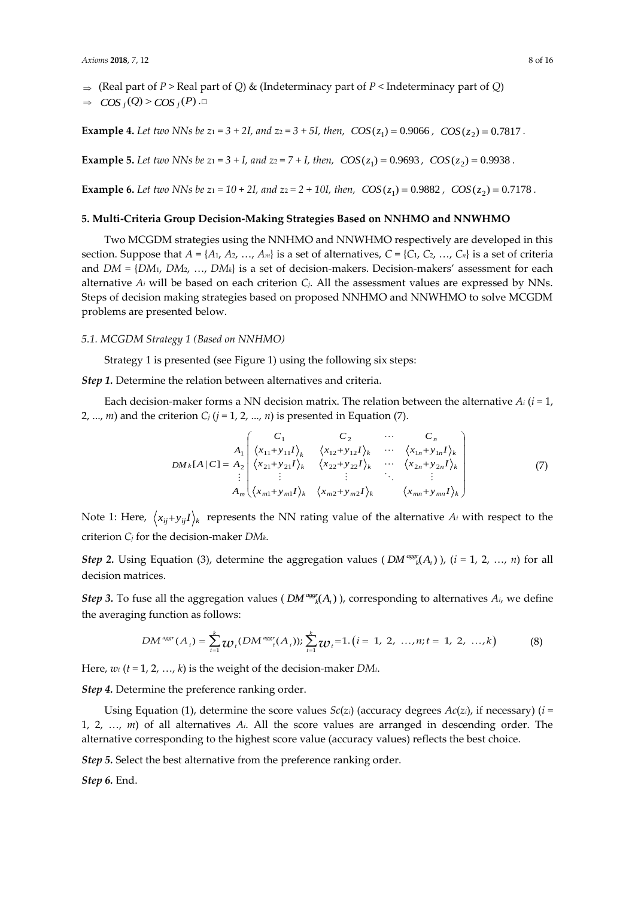$\Rightarrow$ (Real part of $P$ > Real part of $Q$) & (Indeterminacy part of $P$ < Indeterminacy part of $Q$)

$\Rightarrow$ $COS_j(Q) > COS_j(P)$. □

**Example 4.** *Let two NNs be $z_1 = 3 + 2I$, and $z_2 = 3 + 5I$, then,* $COS(z_1) = 0.9066$, $COS(z_2) = 0.7817$.

**Example 5.** *Let two NNs be $z_1 = 3 + I$, and $z_2 = 7 + I$, then,* $COS(z_1) = 0.9693$, $COS(z_2) = 0.9938$.

**Example 6.** *Let two NNs be $z_1 = 10 + 2I$, and $z_2 = 2 + 10I$, then,* $COS(z_1) = 0.9882$, $COS(z_2) = 0.7178$.

## 5. Multi-Criteria Group Decision-Making Strategies Based on NNHMO and NNWHMO

Two MCGDM strategies using the NNHMO and NNWHMO respectively are developed in this section. Suppose that $A = \{A_1, A_2, \ldots, A_m\}$ is a set of alternatives, $C = \{C_1, C_2, \ldots, C_n\}$ is a set of criteria and $DM = \{DM_1, DM_2, \ldots, DM_k\}$ is a set of decision-makers. Decision-makers' assessment for each alternative $A_i$ will be based on each criterion $C_j$. All the assessment values are expressed by NNs. Steps of decision making strategies based on proposed NNHMO and NNWHMO to solve MCGDM problems are presented below.

### *5.1. MCGDM Strategy 1 (Based on NNHMO)*

Strategy 1 is presented (see Figure 1) using the following six steps:

***Step 1.*** Determine the relation between alternatives and criteria.

Each decision-maker forms a NN decision matrix. The relation between the alternative $A_i$ ($i$ = 1, 2, ..., $m$) and the criterion $C_j$ ($j$ = 1, 2, ..., $n$) is presented in Equation (7).

$$DM_k[A|C] = \begin{pmatrix} & C_1 & C_2 & \cdots & C_n \\ A_1 & \langle x_{11}+y_{11}I\rangle_k & \langle x_{12}+y_{12}I\rangle_k & \cdots & \langle x_{1n}+y_{1n}I\rangle_k \\ A_2 & \langle x_{21}+y_{21}I\rangle_k & \langle x_{22}+y_{22}I\rangle_k & \cdots & \langle x_{2n}+y_{2n}I\rangle_k \\ \vdots & \vdots & \vdots & \ddots & \vdots \\ A_m & \langle x_{m1}+y_{m1}I\rangle_k & \langle x_{m2}+y_{m2}I\rangle_k & & \langle x_{mn}+y_{mn}I\rangle_k \end{pmatrix} \tag{7}$$

Note 1: Here, $\langle x_{ij}+y_{ij}I\rangle_k$ represents the NN rating value of the alternative $A_i$ with respect to the criterion $C_j$ for the decision-maker $DM_k$.

***Step 2.*** Using Equation (3), determine the aggregation values ($DM^{aggr}_k(A_i)$), ($i$ = 1, 2, …, $n$) for all decision matrices.

***Step 3.*** To fuse all the aggregation values ($DM^{aggr}_k(A_i)$), corresponding to alternatives $A_i$, we define the averaging function as follows:

$$DM^{aggr}(A_i) = \sum_{t=1}^{k} w_t (DM^{aggr}_t(A_i)); \sum_{t=1}^{k} w_t = 1. \left(i = 1,\ 2,\ \ldots, n; t = 1,\ 2,\ \ldots, k\right) \tag{8}$$

Here, $w_t$ ($t$ = 1, 2, …, $k$) is the weight of the decision-maker $DM_t$.

***Step 4.*** Determine the preference ranking order.

Using Equation (1), determine the score values $Sc(z_i)$ (accuracy degrees $Ac(z_i)$, if necessary) ($i$ = 1, 2, …, $m$) of all alternatives $A_i$. All the score values are arranged in descending order. The alternative corresponding to the highest score value (accuracy values) reflects the best choice.

***Step 5.*** Select the best alternative from the preference ranking order.

***Step 6.*** End.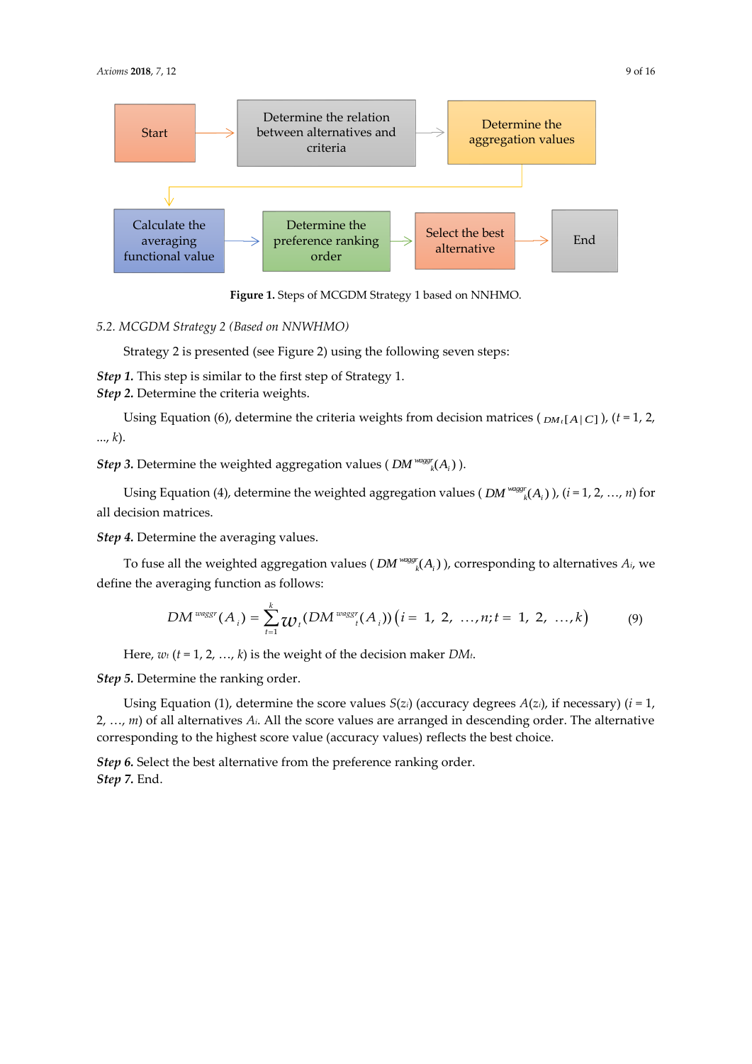Start → Determine the relation between alternatives and criteria → Determine the aggregation values → Calculate the averaging functional value → Determine the preference ranking order → Select the best alternative → End

**Figure 1.** Steps of MCGDM Strategy 1 based on NNHMO.

### 5.2. MCGDM Strategy 2 (Based on NNWHMO)

Strategy 2 is presented (see Figure 2) using the following seven steps:

***Step 1.*** This step is similar to the first step of Strategy 1.
***Step 2.*** Determine the criteria weights.

Using Equation (6), determine the criteria weights from decision matrices ( $DM_t[A|C]$ ), ($t = 1, 2, ..., k$).

***Step 3.*** Determine the weighted aggregation values ( $DM^{waggr}_k(A_i)$ ).

Using Equation (4), determine the weighted aggregation values ( $DM^{waggr}_k(A_i)$ ), ($i = 1, 2, \ldots, n$) for all decision matrices.

***Step 4.*** Determine the averaging values.

To fuse all the weighted aggregation values ( $DM^{waggr}_k(A_i)$ ), corresponding to alternatives $A_i$, we define the averaging function as follows:

$$DM^{waggr}(A_i) = \sum_{t=1}^{k} w_t (DM^{waggr}_t(A_i)) \left(i = 1, 2, \ldots, n; t = 1, 2, \ldots, k\right) \tag{9}$$

Here, $w_t$ ($t = 1, 2, \ldots, k$) is the weight of the decision maker $DM_t$.

***Step 5.*** Determine the ranking order.

Using Equation (1), determine the score values $S(z_i)$ (accuracy degrees $A(z_i)$, if necessary) ($i = 1, 2, \ldots, m$) of all alternatives $A_i$. All the score values are arranged in descending order. The alternative corresponding to the highest score value (accuracy values) reflects the best choice.

***Step 6.*** Select the best alternative from the preference ranking order.
***Step 7.*** End.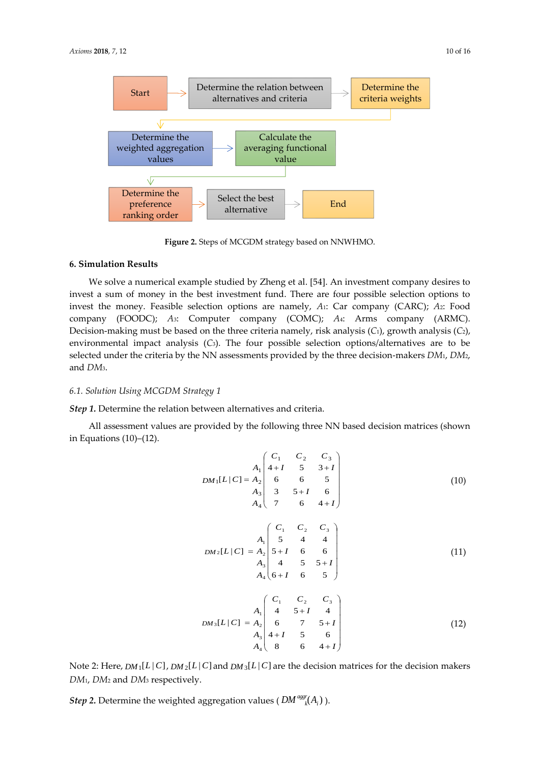Start → Determine the relation between alternatives and criteria → Determine the criteria weights → Determine the weighted aggregation values → Calculate the averaging functional value → Determine the preference ranking order → Select the best alternative → End

**Figure 2.** Steps of MCGDM strategy based on NNWHMO.

## 6. Simulation Results

We solve a numerical example studied by Zheng et al. [54]. An investment company desires to invest a sum of money in the best investment fund. There are four possible selection options to invest the money. Feasible selection options are namely, $A_1$: Car company (CARC); $A_2$: Food company (FOODC); $A_3$: Computer company (COMC); $A_4$: Arms company (ARMC). Decision-making must be based on the three criteria namely, risk analysis ($C_1$), growth analysis ($C_2$), environmental impact analysis ($C_3$). The four possible selection options/alternatives are to be selected under the criteria by the NN assessments provided by the three decision-makers $DM_1$, $DM_2$, and $DM_3$.

### 6.1. Solution Using MCGDM Strategy 1

***Step 1.*** Determine the relation between alternatives and criteria.

All assessment values are provided by the following three NN based decision matrices (shown in Equations (10)–(12).

$$DM_1[L \mid C] = \begin{array}{c} \\ A_1 \\ A_2 \\ A_3 \\ A_4 \end{array} \left( \begin{array}{ccc} C_1 & C_2 & C_3 \\ 4+I & 5 & 3+I \\ 6 & 6 & 5 \\ 3 & 5+I & 6 \\ 7 & 6 & 4+I \end{array} \right) \tag{10}$$

$$DM_2[L \mid C] = \begin{array}{c} \\ A_1 \\ A_2 \\ A_3 \\ A_4 \end{array} \left( \begin{array}{ccc} C_1 & C_2 & C_3 \\ 5 & 4 & 4 \\ 5+I & 6 & 6 \\ 4 & 5 & 5+I \\ 6+I & 6 & 5 \end{array} \right) \tag{11}$$

$$DM_3[L \mid C] = \begin{array}{c} \\ A_1 \\ A_2 \\ A_3 \\ A_4 \end{array} \left( \begin{array}{ccc} C_1 & C_2 & C_3 \\ 4 & 5+I & 4 \\ 6 & 7 & 5+I \\ 4+I & 5 & 6 \\ 8 & 6 & 4+I \end{array} \right) \tag{12}$$

Note 2: Here, $DM_1[L \mid C]$, $DM_2[L \mid C]$ and $DM_3[L \mid C]$ are the decision matrices for the decision makers $DM_1$, $DM_2$ and $DM_3$ respectively.

***Step 2.*** Determine the weighted aggregation values ( $DM_k^{aggr}(A_i)$ ).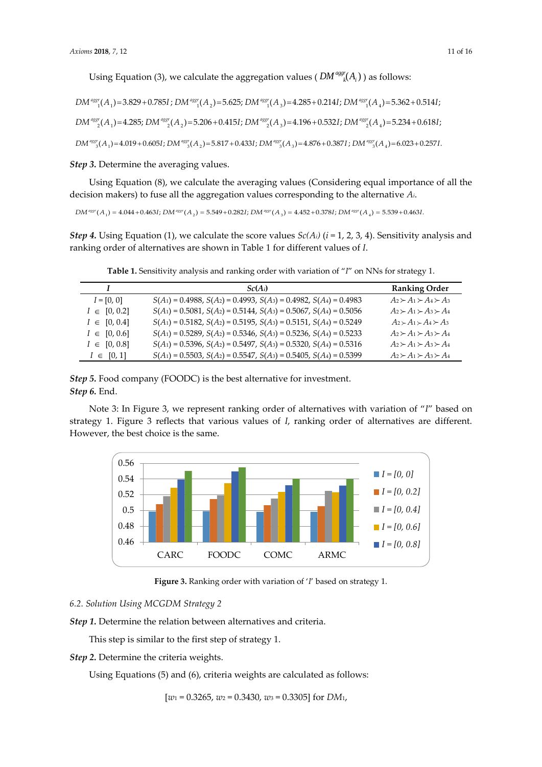Using Equation (3), we calculate the aggregation values ( $DM^{aggr}_{k}(A_i)$ ) as follows:

$DM^{aggr}_{1}(A_1)=3.829+0.785I$; $DM^{aggr}_{1}(A_2)=5.625$; $DM^{aggr}_{1}(A_3)=4.285+0.214I$; $DM^{aggr}_{1}(A_4)=5.362+0.514I$;

$DM^{aggr}_{2}(A_1)=4.285$; $DM^{aggr}_{2}(A_2)=5.206+0.415I$; $DM^{aggr}_{2}(A_3)=4.196+0.532I$; $DM^{aggr}_{2}(A_4)=5.234+0.618I$;

$DM^{aggr}_{3}(A_1)=4.019+0.605I$; $DM^{aggr}_{3}(A_2)=5.817+0.433I$; $DM^{aggr}_{3}(A_3)=4.876+0.387I$; $DM^{aggr}_{3}(A_4)=6.023+0.257I$.

***Step 3.*** Determine the averaging values.

Using Equation (8), we calculate the averaging values (Considering equal importance of all the decision makers) to fuse all the aggregation values corresponding to the alternative $A_i$.

$DM^{aggr}(A_1)=4.044+0.463I$; $DM^{aggr}(A_2)=5.549+0.282I$; $DM^{aggr}(A_3)=4.452+0.378I$; $DM^{aggr}(A_4)=5.539+0.463I$.

***Step 4.*** Using Equation (1), we calculate the score values $Sc(A_i)$ ($i$ = 1, 2, 3, 4). Sensitivity analysis and ranking order of alternatives are shown in Table 1 for different values of $I$.

**Table 1.** Sensitivity analysis and ranking order with variation of "$I$" on NNs for strategy 1.

| $I$ | $Sc(A_i)$ | Ranking Order |
|---|---|---|
| $I = [0, 0]$ | $S(A_1) = 0.4988$, $S(A_2) = 0.4993$, $S(A_3) = 0.4982$, $S(A_4) = 0.4983$ | $A_2 \succ A_1 \succ A_4 \succ A_3$ |
| $I \in [0, 0.2]$ | $S(A_1) = 0.5081$, $S(A_2) = 0.5144$, $S(A_3) = 0.5067$, $S(A_4) = 0.5056$ | $A_2 \succ A_1 \succ A_3 \succ A_4$ |
| $I \in [0, 0.4]$ | $S(A_1) = 0.5182$, $S(A_2) = 0.5195$, $S(A_3) = 0.5151$, $S(A_4) = 0.5249$ | $A_2 \succ A_1 \succ A_4 \succ A_3$ |
| $I \in [0, 0.6]$ | $S(A_1) = 0.5289$, $S(A_2) = 0.5346$, $S(A_3) = 0.5236$, $S(A_4) = 0.5233$ | $A_2 \succ A_1 \succ A_3 \succ A_4$ |
| $I \in [0, 0.8]$ | $S(A_1) = 0.5396$, $S(A_2) = 0.5497$, $S(A_3) = 0.5320$, $S(A_4) = 0.5316$ | $A_2 \succ A_1 \succ A_3 \succ A_4$ |
| $I \in [0, 1]$ | $S(A_1) = 0.5503$, $S(A_2) = 0.5547$, $S(A_3) = 0.5405$, $S(A_4) = 0.5399$ | $A_2 \succ A_1 \succ A_3 \succ A_4$ |

***Step 5.*** Food company (FOODC) is the best alternative for investment.
***Step 6.*** End.

Note 3: In Figure 3, we represent ranking order of alternatives with variation of "$I$" based on strategy 1. Figure 3 reflects that various values of $I$, ranking order of alternatives are different. However, the best choice is the same.

**Figure 3.** Ranking order with variation of '$I$' based on strategy 1.

*6.2. Solution Using MCGDM Strategy 2*

***Step 1.*** Determine the relation between alternatives and criteria.

This step is similar to the first step of strategy 1.

***Step 2.*** Determine the criteria weights.

Using Equations (5) and (6), criteria weights are calculated as follows:

$[w_1 = 0.3265, w_2 = 0.3430, w_3 = 0.3305]$ for $DM_1$,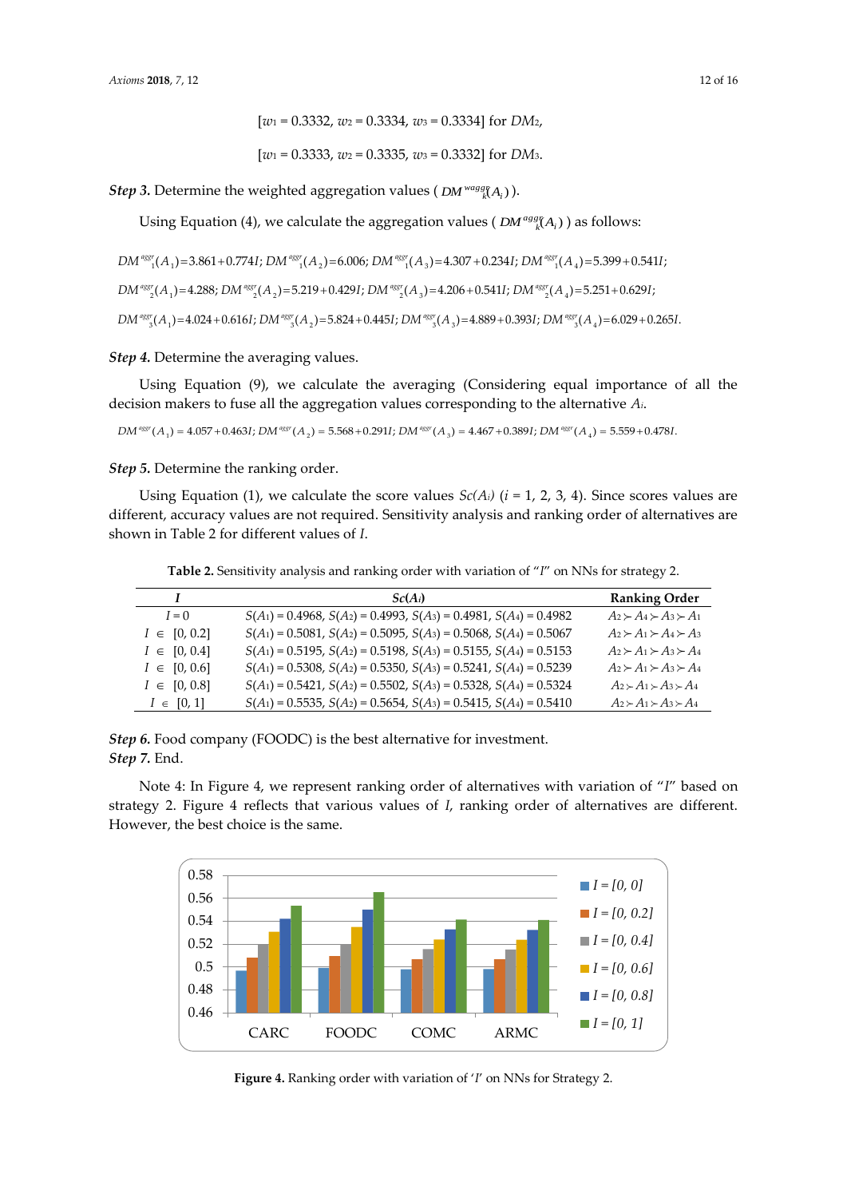$[w_1 = 0.3332, w_2 = 0.3334, w_3 = 0.3334]$ for $DM_2$,

$[w_1 = 0.3333, w_2 = 0.3335, w_3 = 0.3332]$ for $DM_3$.

***Step 3.*** Determine the weighted aggregation values ( $DM^{waggr}_k(A_i)$ ).

Using Equation (4), we calculate the aggregation values ( $DM^{aggr}_k(A_i)$ ) as follows:

$DM^{aggr}_1(A_1)=3.861+0.774I$; $DM^{aggr}_1(A_2)=6.006$; $DM^{aggr}_1(A_3)=4.307+0.234I$; $DM^{aggr}_1(A_4)=5.399+0.541I$;

$DM^{aggr}_2(A_1)=4.288$; $DM^{aggr}_2(A_2)=5.219+0.429I$; $DM^{aggr}_2(A_3)=4.206+0.541I$; $DM^{aggr}_2(A_4)=5.251+0.629I$;

$DM^{aggr}_3(A_1)=4.024+0.616I$; $DM^{aggr}_3(A_2)=5.824+0.445I$; $DM^{aggr}_3(A_3)=4.889+0.393I$; $DM^{aggr}_3(A_4)=6.029+0.265I$.

***Step 4.*** Determine the averaging values.

Using Equation (9), we calculate the averaging (Considering equal importance of all the decision makers to fuse all the aggregation values corresponding to the alternative $A_i$.

$DM^{aggr}(A_1) = 4.057+0.463I$; $DM^{aggr}(A_2) = 5.568+0.291I$; $DM^{aggr}(A_3) = 4.467+0.389I$; $DM^{aggr}(A_4) = 5.559+0.478I$.

***Step 5.*** Determine the ranking order.

Using Equation (1), we calculate the score values $Sc(A_i)$ ($i$ = 1, 2, 3, 4). Since scores values are different, accuracy values are not required. Sensitivity analysis and ranking order of alternatives are shown in Table 2 for different values of $I$.

**Table 2.** Sensitivity analysis and ranking order with variation of "$I$" on NNs for strategy 2.

| $I$ | $Sc(A_i)$ | Ranking Order |
|---|---|---|
| $I = 0$ | $S(A_1) = 0.4968$, $S(A_2) = 0.4993$, $S(A_3) = 0.4981$, $S(A_4) = 0.4982$ | $A_2 \succ A_4 \succ A_3 \succ A_1$ |
| $I \in [0, 0.2]$ | $S(A_1) = 0.5081$, $S(A_2) = 0.5095$, $S(A_3) = 0.5068$, $S(A_4) = 0.5067$ | $A_2 \succ A_1 \succ A_4 \succ A_3$ |
| $I \in [0, 0.4]$ | $S(A_1) = 0.5195$, $S(A_2) = 0.5198$, $S(A_3) = 0.5155$, $S(A_4) = 0.5153$ | $A_2 \succ A_1 \succ A_3 \succ A_4$ |
| $I \in [0, 0.6]$ | $S(A_1) = 0.5308$, $S(A_2) = 0.5350$, $S(A_3) = 0.5241$, $S(A_4) = 0.5239$ | $A_2 \succ A_1 \succ A_3 \succ A_4$ |
| $I \in [0, 0.8]$ | $S(A_1) = 0.5421$, $S(A_2) = 0.5502$, $S(A_3) = 0.5328$, $S(A_4) = 0.5324$ | $A_2 \succ A_1 \succ A_3 \succ A_4$ |
| $I \in [0, 1]$ | $S(A_1) = 0.5535$, $S(A_2) = 0.5654$, $S(A_3) = 0.5415$, $S(A_4) = 0.5410$ | $A_2 \succ A_1 \succ A_3 \succ A_4$ |

***Step 6.*** Food company (FOODC) is the best alternative for investment.
***Step 7.*** End.

Note 4: In Figure 4, we represent ranking order of alternatives with variation of "$I$" based on strategy 2. Figure 4 reflects that various values of $I$, ranking order of alternatives are different. However, the best choice is the same.

| | $I = [0, 0]$ | $I = [0, 0.2]$ | $I = [0, 0.4]$ | $I = [0, 0.6]$ | $I = [0, 0.8]$ | $I = [0, 1]$ |
|---|---|---|---|---|---|---|
| CARC | 0.4968 | 0.5081 | 0.5195 | 0.5308 | 0.5421 | 0.5535 |
| FOODC | 0.4993 | 0.5095 | 0.5198 | 0.5350 | 0.5502 | 0.5654 |
| COMC | 0.4981 | 0.5068 | 0.5155 | 0.5241 | 0.5328 | 0.5415 |
| ARMC | 0.4982 | 0.5067 | 0.5153 | 0.5239 | 0.5324 | 0.5410 |

**Figure 4.** Ranking order with variation of '$I$' on NNs for Strategy 2.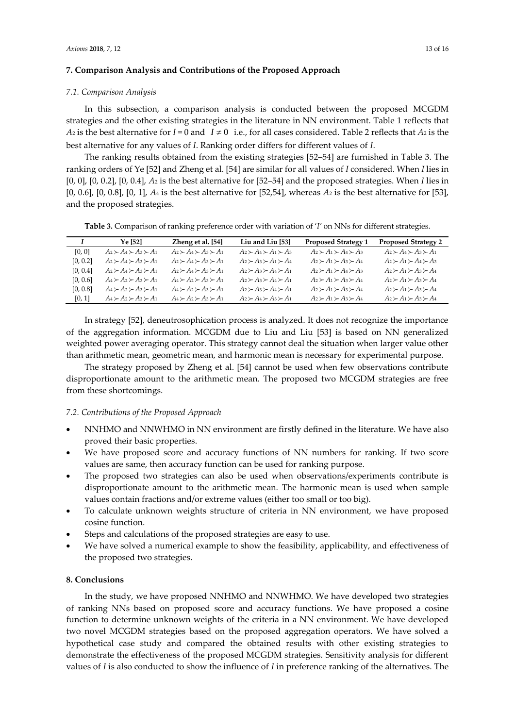## 7. Comparison Analysis and Contributions of the Proposed Approach

### *7.1. Comparison Analysis*

In this subsection, a comparison analysis is conducted between the proposed MCGDM strategies and the other existing strategies in the literature in NN environment. Table 1 reflects that $A_2$ is the best alternative for $I = 0$ and $I \neq 0$ i.e., for all cases considered. Table 2 reflects that $A_2$ is the best alternative for any values of $I$. Ranking order differs for different values of $I$.

The ranking results obtained from the existing strategies [52–54] are furnished in Table 3. The ranking orders of Ye [52] and Zheng et al. [54] are similar for all values of $I$ considered. When $I$ lies in [0, 0], [0, 0.2], [0, 0.4], $A_2$ is the best alternative for [52–54] and the proposed strategies. When $I$ lies in [0, 0.6], [0, 0.8], [0, 1], $A_4$ is the best alternative for [52,54], whereas $A_2$ is the best alternative for [53], and the proposed strategies.

**Table 3.** Comparison of ranking preference order with variation of '$I$' on NNs for different strategies.

| $I$ | Ye [52] | Zheng et al. [54] | Liu and Liu [53] | Proposed Strategy 1 | Proposed Strategy 2 |
|---|---|---|---|---|---|
| [0, 0] | $A_2 \succ A_4 \succ A_3 \succ A_1$ | $A_2 \succ A_4 \succ A_3 \succ A_1$ | $A_2 \succ A_4 \succ A_1 \succ A_3$ | $A_2 \succ A_1 \succ A_4 \succ A_3$ | $A_2 \succ A_4 \succ A_3 \succ A_1$ |
| [0, 0.2] | $A_2 \succ A_4 \succ A_3 \succ A_1$ | $A_2 \succ A_4 \succ A_3 \succ A_1$ | $A_2 \succ A_3 \succ A_1 \succ A_4$ | $A_2 \succ A_1 \succ A_3 \succ A_4$ | $A_2 \succ A_1 \succ A_4 \succ A_3$ |
| [0, 0.4] | $A_2 \succ A_4 \succ A_3 \succ A_1$ | $A_2 \succ A_4 \succ A_3 \succ A_1$ | $A_2 \succ A_3 \succ A_4 \succ A_1$ | $A_2 \succ A_1 \succ A_4 \succ A_3$ | $A_2 \succ A_1 \succ A_3 \succ A_4$ |
| [0, 0.6] | $A_4 \succ A_2 \succ A_3 \succ A_1$ | $A_4 \succ A_2 \succ A_3 \succ A_1$ | $A_2 \succ A_3 \succ A_4 \succ A_1$ | $A_2 \succ A_1 \succ A_3 \succ A_4$ | $A_2 \succ A_1 \succ A_3 \succ A_4$ |
| [0, 0.8] | $A_4 \succ A_2 \succ A_3 \succ A_1$ | $A_4 \succ A_2 \succ A_3 \succ A_1$ | $A_2 \succ A_3 \succ A_4 \succ A_1$ | $A_2 \succ A_1 \succ A_3 \succ A_4$ | $A_2 \succ A_1 \succ A_3 \succ A_4$ |
| [0, 1] | $A_4 \succ A_2 \succ A_3 \succ A_1$ | $A_4 \succ A_2 \succ A_3 \succ A_1$ | $A_2 \succ A_4 \succ A_3 \succ A_1$ | $A_2 \succ A_1 \succ A_3 \succ A_4$ | $A_2 \succ A_1 \succ A_3 \succ A_4$ |

In strategy [52], deneutrosophication process is analyzed. It does not recognize the importance of the aggregation information. MCGDM due to Liu and Liu [53] is based on NN generalized weighted power averaging operator. This strategy cannot deal the situation when larger value other than arithmetic mean, geometric mean, and harmonic mean is necessary for experimental purpose.

The strategy proposed by Zheng et al. [54] cannot be used when few observations contribute disproportionate amount to the arithmetic mean. The proposed two MCGDM strategies are free from these shortcomings.

### *7.2. Contributions of the Proposed Approach*

- NNHMO and NNWHMO in NN environment are firstly defined in the literature. We have also proved their basic properties.
- We have proposed score and accuracy functions of NN numbers for ranking. If two score values are same, then accuracy function can be used for ranking purpose.
- The proposed two strategies can also be used when observations/experiments contribute is disproportionate amount to the arithmetic mean. The harmonic mean is used when sample values contain fractions and/or extreme values (either too small or too big).
- To calculate unknown weights structure of criteria in NN environment, we have proposed cosine function.
- Steps and calculations of the proposed strategies are easy to use.
- We have solved a numerical example to show the feasibility, applicability, and effectiveness of the proposed two strategies.

## 8. Conclusions

In the study, we have proposed NNHMO and NNWHMO. We have developed two strategies of ranking NNs based on proposed score and accuracy functions. We have proposed a cosine function to determine unknown weights of the criteria in a NN environment. We have developed two novel MCGDM strategies based on the proposed aggregation operators. We have solved a hypothetical case study and compared the obtained results with other existing strategies to demonstrate the effectiveness of the proposed MCGDM strategies. Sensitivity analysis for different values of $I$ is also conducted to show the influence of $I$ in preference ranking of the alternatives. The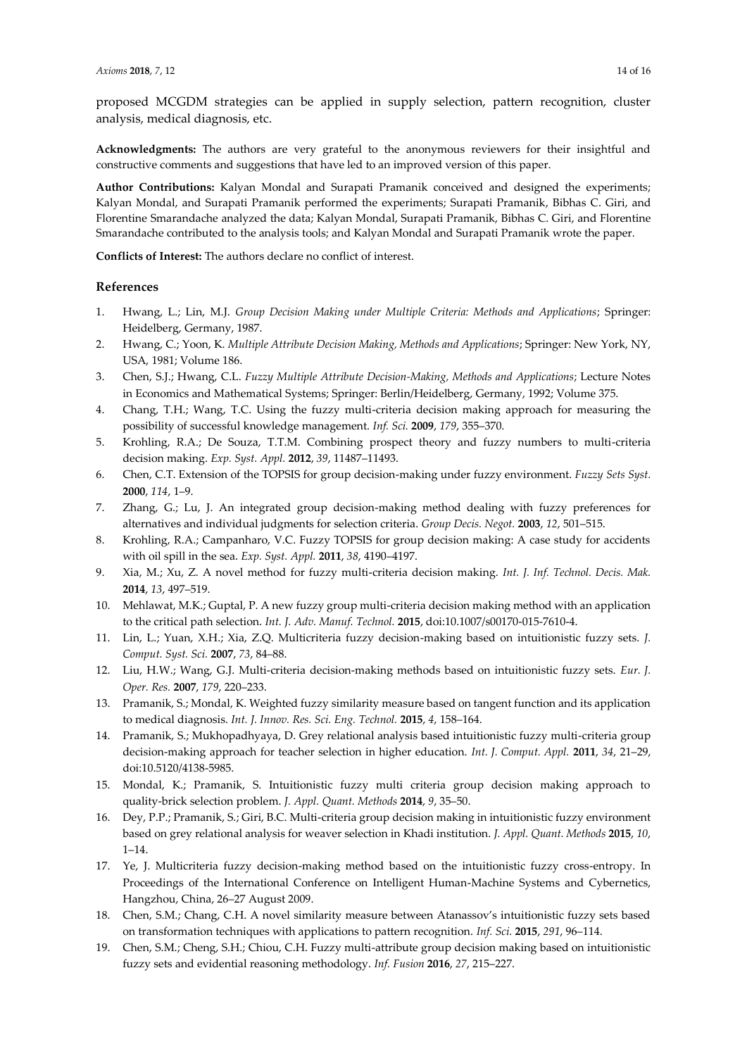proposed MCGDM strategies can be applied in supply selection, pattern recognition, cluster analysis, medical diagnosis, etc.

**Acknowledgments:** The authors are very grateful to the anonymous reviewers for their insightful and constructive comments and suggestions that have led to an improved version of this paper.

**Author Contributions:** Kalyan Mondal and Surapati Pramanik conceived and designed the experiments; Kalyan Mondal, and Surapati Pramanik performed the experiments; Surapati Pramanik, Bibhas C. Giri, and Florentine Smarandache analyzed the data; Kalyan Mondal, Surapati Pramanik, Bibhas C. Giri, and Florentine Smarandache contributed to the analysis tools; and Kalyan Mondal and Surapati Pramanik wrote the paper.

**Conflicts of Interest:** The authors declare no conflict of interest.

## References

1. Hwang, L.; Lin, M.J. *Group Decision Making under Multiple Criteria: Methods and Applications*; Springer: Heidelberg, Germany, 1987.
2. Hwang, C.; Yoon, K. *Multiple Attribute Decision Making, Methods and Applications*; Springer: New York, NY, USA, 1981; Volume 186.
3. Chen, S.J.; Hwang, C.L. *Fuzzy Multiple Attribute Decision-Making, Methods and Applications*; Lecture Notes in Economics and Mathematical Systems; Springer: Berlin/Heidelberg, Germany, 1992; Volume 375.
4. Chang, T.H.; Wang, T.C. Using the fuzzy multi-criteria decision making approach for measuring the possibility of successful knowledge management. *Inf. Sci.* **2009**, *179*, 355–370.
5. Krohling, R.A.; De Souza, T.T.M. Combining prospect theory and fuzzy numbers to multi-criteria decision making. *Exp. Syst. Appl.* **2012**, *39*, 11487–11493.
6. Chen, C.T. Extension of the TOPSIS for group decision-making under fuzzy environment. *Fuzzy Sets Syst.* **2000**, *114*, 1–9.
7. Zhang, G.; Lu, J. An integrated group decision-making method dealing with fuzzy preferences for alternatives and individual judgments for selection criteria. *Group Decis. Negot.* **2003**, *12*, 501–515.
8. Krohling, R.A.; Campanharo, V.C. Fuzzy TOPSIS for group decision making: A case study for accidents with oil spill in the sea. *Exp. Syst. Appl.* **2011**, *38*, 4190–4197.
9. Xia, M.; Xu, Z. A novel method for fuzzy multi-criteria decision making. *Int. J. Inf. Technol. Decis. Mak.* **2014**, *13*, 497–519.
10. Mehlawat, M.K.; Guptal, P. A new fuzzy group multi-criteria decision making method with an application to the critical path selection. *Int. J. Adv. Manuf. Technol.* **2015**, doi:10.1007/s00170-015-7610-4.
11. Lin, L.; Yuan, X.H.; Xia, Z.Q. Multicriteria fuzzy decision-making based on intuitionistic fuzzy sets. *J. Comput. Syst. Sci.* **2007**, *73*, 84–88.
12. Liu, H.W.; Wang, G.J. Multi-criteria decision-making methods based on intuitionistic fuzzy sets. *Eur. J. Oper. Res.* **2007**, *179*, 220–233.
13. Pramanik, S.; Mondal, K. Weighted fuzzy similarity measure based on tangent function and its application to medical diagnosis. *Int. J. Innov. Res. Sci. Eng. Technol.* **2015**, *4*, 158–164.
14. Pramanik, S.; Mukhopadhyaya, D. Grey relational analysis based intuitionistic fuzzy multi-criteria group decision-making approach for teacher selection in higher education. *Int. J. Comput. Appl.* **2011**, *34*, 21–29, doi:10.5120/4138-5985.
15. Mondal, K.; Pramanik, S. Intuitionistic fuzzy multi criteria group decision making approach to quality-brick selection problem. *J. Appl. Quant. Methods* **2014**, *9*, 35–50.
16. Dey, P.P.; Pramanik, S.; Giri, B.C. Multi-criteria group decision making in intuitionistic fuzzy environment based on grey relational analysis for weaver selection in Khadi institution. *J. Appl. Quant. Methods* **2015**, *10*, 1–14.
17. Ye, J. Multicriteria fuzzy decision-making method based on the intuitionistic fuzzy cross-entropy. In Proceedings of the International Conference on Intelligent Human-Machine Systems and Cybernetics, Hangzhou, China, 26–27 August 2009.
18. Chen, S.M.; Chang, C.H. A novel similarity measure between Atanassov's intuitionistic fuzzy sets based on transformation techniques with applications to pattern recognition. *Inf. Sci.* **2015**, *291*, 96–114.
19. Chen, S.M.; Cheng, S.H.; Chiou, C.H. Fuzzy multi-attribute group decision making based on intuitionistic fuzzy sets and evidential reasoning methodology. *Inf. Fusion* **2016**, *27*, 215–227.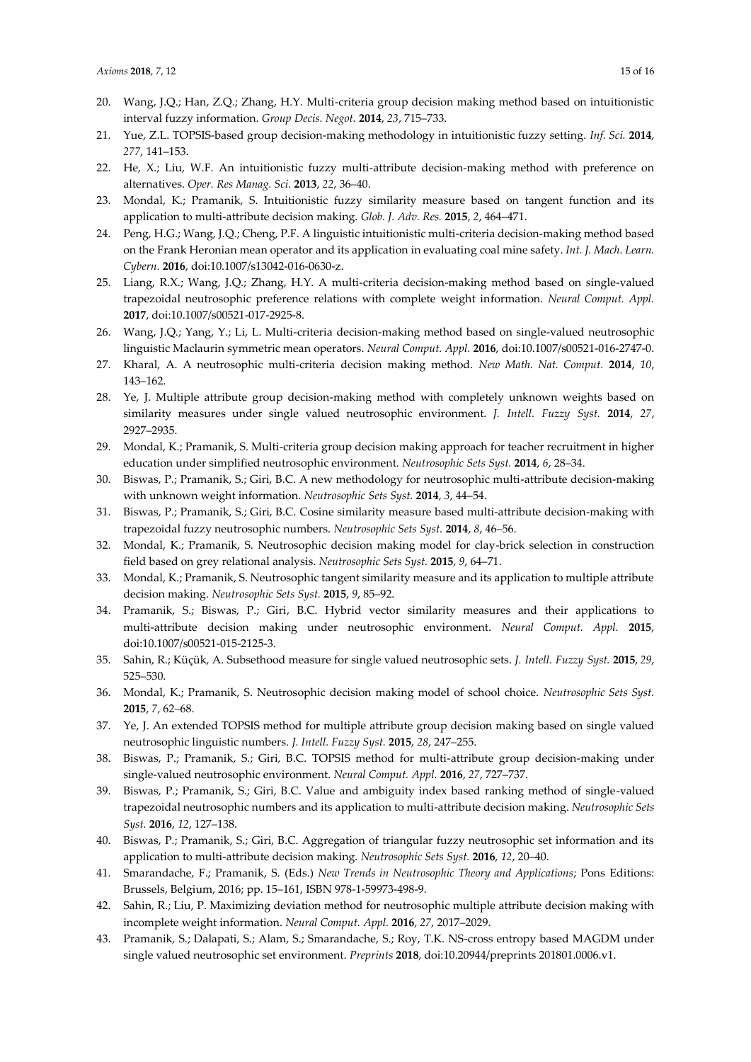20. Wang, J.Q.; Han, Z.Q.; Zhang, H.Y. Multi-criteria group decision making method based on intuitionistic interval fuzzy information. *Group Decis. Negot.* **2014**, *23*, 715–733.
21. Yue, Z.L. TOPSIS-based group decision-making methodology in intuitionistic fuzzy setting. *Inf. Sci.* **2014**, *277*, 141–153.
22. He, X.; Liu, W.F. An intuitionistic fuzzy multi-attribute decision-making method with preference on alternatives. *Oper. Res Manag. Sci.* **2013**, *22*, 36–40.
23. Mondal, K.; Pramanik, S. Intuitionistic fuzzy similarity measure based on tangent function and its application to multi-attribute decision making. *Glob. J. Adv. Res.* **2015**, *2*, 464–471.
24. Peng, H.G.; Wang, J.Q.; Cheng, P.F. A linguistic intuitionistic multi-criteria decision-making method based on the Frank Heronian mean operator and its application in evaluating coal mine safety. *Int. J. Mach. Learn. Cybern.* **2016**, doi:10.1007/s13042-016-0630-z.
25. Liang, R.X.; Wang, J.Q.; Zhang, H.Y. A multi-criteria decision-making method based on single-valued trapezoidal neutrosophic preference relations with complete weight information. *Neural Comput. Appl.* **2017**, doi:10.1007/s00521-017-2925-8.
26. Wang, J.Q.; Yang, Y.; Li, L. Multi-criteria decision-making method based on single-valued neutrosophic linguistic Maclaurin symmetric mean operators. *Neural Comput. Appl.* **2016**, doi:10.1007/s00521-016-2747-0.
27. Kharal, A. A neutrosophic multi-criteria decision making method. *New Math. Nat. Comput.* **2014**, *10*, 143–162.
28. Ye, J. Multiple attribute group decision-making method with completely unknown weights based on similarity measures under single valued neutrosophic environment. *J. Intell. Fuzzy Syst.* **2014**, *27*, 2927–2935.
29. Mondal, K.; Pramanik, S. Multi-criteria group decision making approach for teacher recruitment in higher education under simplified neutrosophic environment. *Neutrosophic Sets Syst.* **2014**, *6*, 28–34.
30. Biswas, P.; Pramanik, S.; Giri, B.C. A new methodology for neutrosophic multi-attribute decision-making with unknown weight information. *Neutrosophic Sets Syst.* **2014**, *3*, 44–54.
31. Biswas, P.; Pramanik, S.; Giri, B.C. Cosine similarity measure based multi-attribute decision-making with trapezoidal fuzzy neutrosophic numbers. *Neutrosophic Sets Syst.* **2014**, *8*, 46–56.
32. Mondal, K.; Pramanik, S. Neutrosophic decision making model for clay-brick selection in construction field based on grey relational analysis. *Neutrosophic Sets Syst.* **2015**, *9*, 64–71.
33. Mondal, K.; Pramanik, S. Neutrosophic tangent similarity measure and its application to multiple attribute decision making. *Neutrosophic Sets Syst.* **2015**, *9*, 85–92.
34. Pramanik, S.; Biswas, P.; Giri, B.C. Hybrid vector similarity measures and their applications to multi-attribute decision making under neutrosophic environment. *Neural Comput. Appl.* **2015**, doi:10.1007/s00521-015-2125-3.
35. Sahin, R.; Küçük, A. Subsethood measure for single valued neutrosophic sets. *J. Intell. Fuzzy Syst.* **2015**, *29*, 525–530.
36. Mondal, K.; Pramanik, S. Neutrosophic decision making model of school choice. *Neutrosophic Sets Syst.* **2015**, *7*, 62–68.
37. Ye, J. An extended TOPSIS method for multiple attribute group decision making based on single valued neutrosophic linguistic numbers. *J. Intell. Fuzzy Syst.* **2015**, *28*, 247–255.
38. Biswas, P.; Pramanik, S.; Giri, B.C. TOPSIS method for multi-attribute group decision-making under single-valued neutrosophic environment. *Neural Comput. Appl.* **2016**, *27*, 727–737.
39. Biswas, P.; Pramanik, S.; Giri, B.C. Value and ambiguity index based ranking method of single-valued trapezoidal neutrosophic numbers and its application to multi-attribute decision making. *Neutrosophic Sets Syst.* **2016**, *12*, 127–138.
40. Biswas, P.; Pramanik, S.; Giri, B.C. Aggregation of triangular fuzzy neutrosophic set information and its application to multi-attribute decision making. *Neutrosophic Sets Syst.* **2016**, *12*, 20–40.
41. Smarandache, F.; Pramanik, S. (Eds.) *New Trends in Neutrosophic Theory and Applications*; Pons Editions: Brussels, Belgium, 2016; pp. 15–161, ISBN 978-1-59973-498-9.
42. Sahin, R.; Liu, P. Maximizing deviation method for neutrosophic multiple attribute decision making with incomplete weight information. *Neural Comput. Appl.* **2016**, *27*, 2017–2029.
43. Pramanik, S.; Dalapati, S.; Alam, S.; Smarandache, S.; Roy, T.K. NS-cross entropy based MAGDM under single valued neutrosophic set environment. *Preprints* **2018**, doi:10.20944/preprints 201801.0006.v1.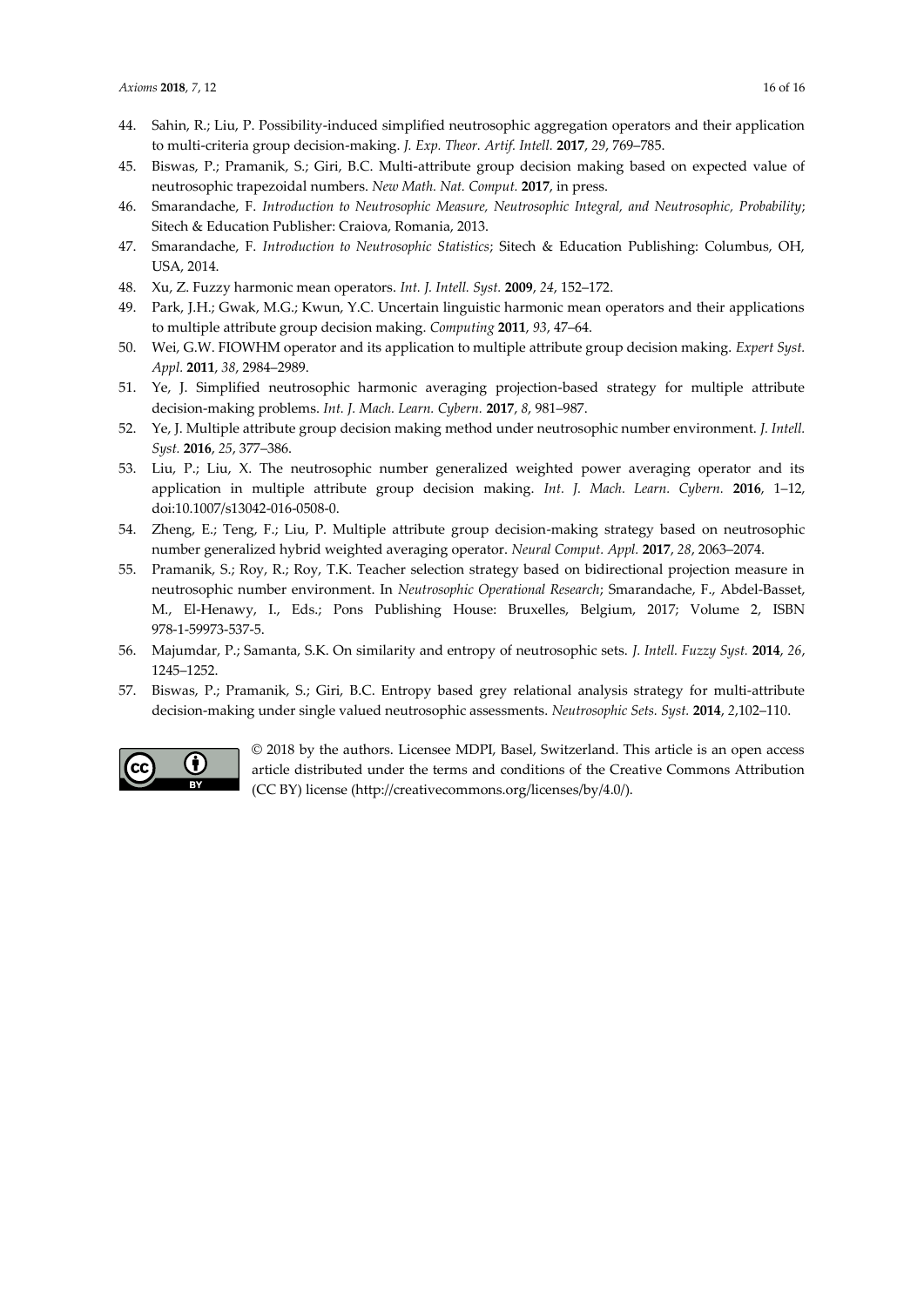44. Sahin, R.; Liu, P. Possibility-induced simplified neutrosophic aggregation operators and their application to multi-criteria group decision-making. *J. Exp. Theor. Artif. Intell.* **2017**, *29*, 769–785.
45. Biswas, P.; Pramanik, S.; Giri, B.C. Multi-attribute group decision making based on expected value of neutrosophic trapezoidal numbers. *New Math. Nat. Comput.* **2017**, in press.
46. Smarandache, F. *Introduction to Neutrosophic Measure, Neutrosophic Integral, and Neutrosophic, Probability*; Sitech & Education Publisher: Craiova, Romania, 2013.
47. Smarandache, F. *Introduction to Neutrosophic Statistics*; Sitech & Education Publishing: Columbus, OH, USA, 2014.
48. Xu, Z. Fuzzy harmonic mean operators. *Int. J. Intell. Syst.* **2009**, *24*, 152–172.
49. Park, J.H.; Gwak, M.G.; Kwun, Y.C. Uncertain linguistic harmonic mean operators and their applications to multiple attribute group decision making. *Computing* **2011**, *93*, 47–64.
50. Wei, G.W. FIOWHM operator and its application to multiple attribute group decision making. *Expert Syst. Appl.* **2011**, *38*, 2984–2989.
51. Ye, J. Simplified neutrosophic harmonic averaging projection-based strategy for multiple attribute decision-making problems. *Int. J. Mach. Learn. Cybern.* **2017**, *8*, 981–987.
52. Ye, J. Multiple attribute group decision making method under neutrosophic number environment. *J. Intell. Syst.* **2016**, *25*, 377–386.
53. Liu, P.; Liu, X. The neutrosophic number generalized weighted power averaging operator and its application in multiple attribute group decision making. *Int. J. Mach. Learn. Cybern.* **2016**, 1–12, doi:10.1007/s13042-016-0508-0.
54. Zheng, E.; Teng, F.; Liu, P. Multiple attribute group decision-making strategy based on neutrosophic number generalized hybrid weighted averaging operator. *Neural Comput. Appl.* **2017**, *28*, 2063–2074.
55. Pramanik, S.; Roy, R.; Roy, T.K. Teacher selection strategy based on bidirectional projection measure in neutrosophic number environment. In *Neutrosophic Operational Research*; Smarandache, F., Abdel-Basset, M., El-Henawy, I., Eds.; Pons Publishing House: Bruxelles, Belgium, 2017; Volume 2, ISBN 978-1-59973-537-5.
56. Majumdar, P.; Samanta, S.K. On similarity and entropy of neutrosophic sets. *J. Intell. Fuzzy Syst.* **2014**, *26*, 1245–1252.
57. Biswas, P.; Pramanik, S.; Giri, B.C. Entropy based grey relational analysis strategy for multi-attribute decision-making under single valued neutrosophic assessments. *Neutrosophic Sets. Syst.* **2014**, *2*,102–110.

© 2018 by the authors. Licensee MDPI, Basel, Switzerland. This article is an open access article distributed under the terms and conditions of the Creative Commons Attribution (CC BY) license (http://creativecommons.org/licenses/by/4.0/).